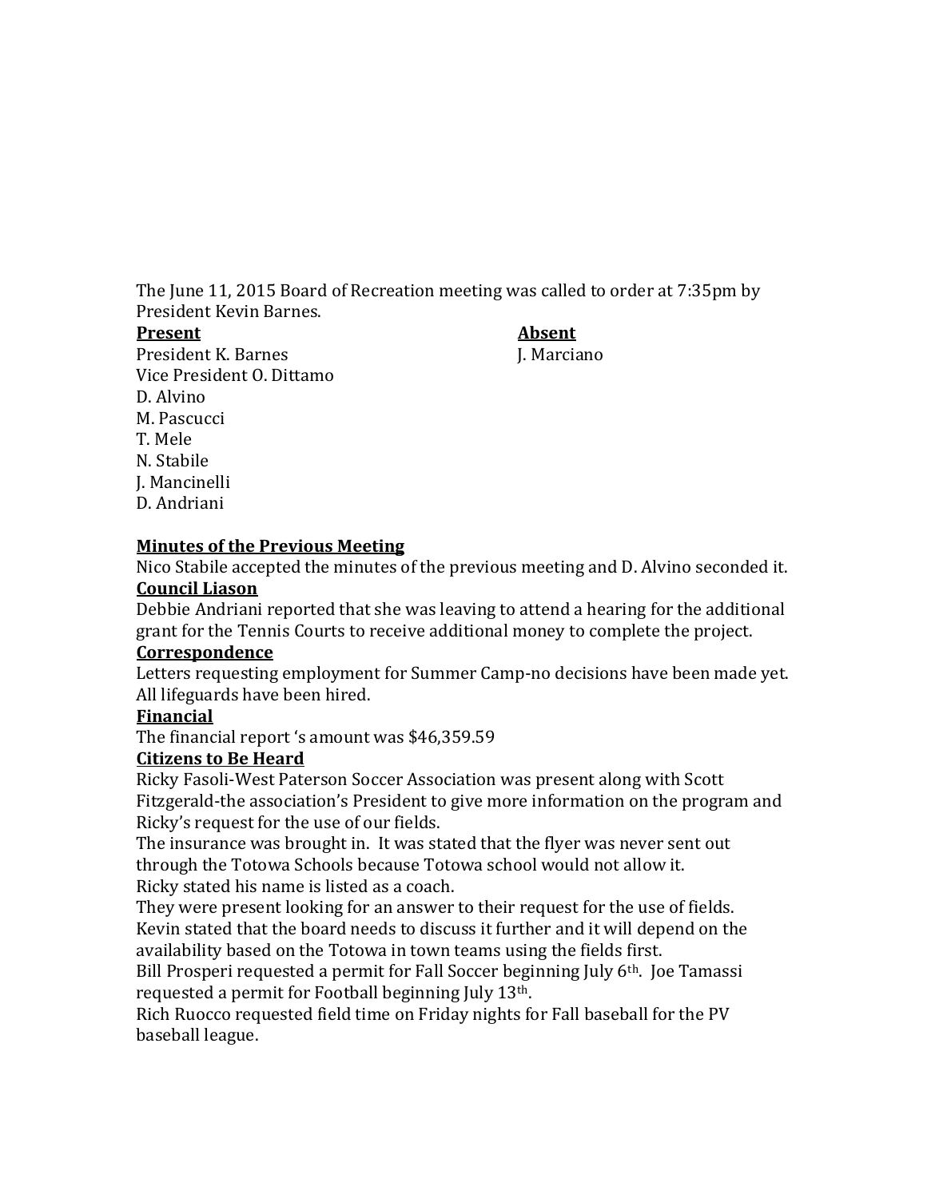The June 11, 2015 Board of Recreation meeting was called to order at 7:35pm by President Kevin Barnes.

| **Present** | **Absent** |
|---|---|
| President K. Barnes | J. Marciano |
| Vice President O. Dittamo | |
| D. Alvino | |
| M. Pascucci | |
| T. Mele | |
| N. Stabile | |
| J. Mancinelli | |
| D. Andriani | |

**Minutes of the Previous Meeting**

Nico Stabile accepted the minutes of the previous meeting and D. Alvino seconded it.

**Council Liason**

Debbie Andriani reported that she was leaving to attend a hearing for the additional grant for the Tennis Courts to receive additional money to complete the project.

**Correspondence**

Letters requesting employment for Summer Camp-no decisions have been made yet. All lifeguards have been hired.

**Financial**

The financial report 's amount was $46,359.59

**Citizens to Be Heard**

Ricky Fasoli-West Paterson Soccer Association was present along with Scott Fitzgerald-the association's President to give more information on the program and Ricky's request for the use of our fields.

The insurance was brought in. It was stated that the flyer was never sent out through the Totowa Schools because Totowa school would not allow it.

Ricky stated his name is listed as a coach.

They were present looking for an answer to their request for the use of fields.

Kevin stated that the board needs to discuss it further and it will depend on the availability based on the Totowa in town teams using the fields first.

Bill Prosperi requested a permit for Fall Soccer beginning July 6th. Joe Tamassi requested a permit for Football beginning July 13th.

Rich Ruocco requested field time on Friday nights for Fall baseball for the PV baseball league.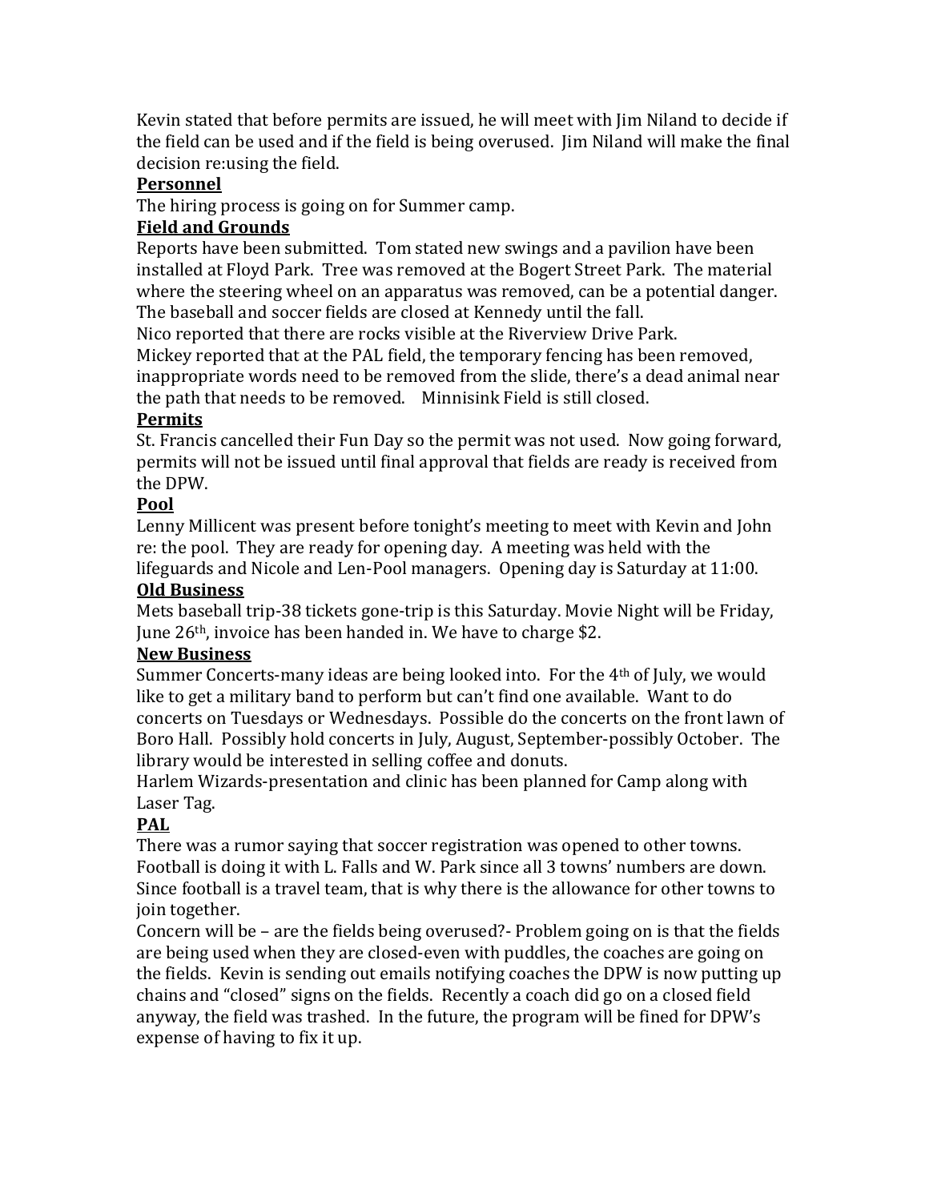Kevin stated that before permits are issued, he will meet with Jim Niland to decide if the field can be used and if the field is being overused. Jim Niland will make the final decision re:using the field.

**Personnel**

The hiring process is going on for Summer camp.

**Field and Grounds**

Reports have been submitted. Tom stated new swings and a pavilion have been installed at Floyd Park. Tree was removed at the Bogert Street Park. The material where the steering wheel on an apparatus was removed, can be a potential danger. The baseball and soccer fields are closed at Kennedy until the fall.

Nico reported that there are rocks visible at the Riverview Drive Park.

Mickey reported that at the PAL field, the temporary fencing has been removed, inappropriate words need to be removed from the slide, there's a dead animal near the path that needs to be removed. Minnisink Field is still closed.

**Permits**

St. Francis cancelled their Fun Day so the permit was not used. Now going forward, permits will not be issued until final approval that fields are ready is received from the DPW.

**Pool**

Lenny Millicent was present before tonight's meeting to meet with Kevin and John re: the pool. They are ready for opening day. A meeting was held with the lifeguards and Nicole and Len-Pool managers. Opening day is Saturday at 11:00.

**Old Business**

Mets baseball trip-38 tickets gone-trip is this Saturday. Movie Night will be Friday, June 26th, invoice has been handed in. We have to charge $2.

**New Business**

Summer Concerts-many ideas are being looked into. For the 4th of July, we would like to get a military band to perform but can't find one available. Want to do concerts on Tuesdays or Wednesdays. Possible do the concerts on the front lawn of Boro Hall. Possibly hold concerts in July, August, September-possibly October. The library would be interested in selling coffee and donuts.

Harlem Wizards-presentation and clinic has been planned for Camp along with Laser Tag.

**PAL**

There was a rumor saying that soccer registration was opened to other towns. Football is doing it with L. Falls and W. Park since all 3 towns' numbers are down. Since football is a travel team, that is why there is the allowance for other towns to join together.

Concern will be – are the fields being overused?- Problem going on is that the fields are being used when they are closed-even with puddles, the coaches are going on the fields. Kevin is sending out emails notifying coaches the DPW is now putting up chains and "closed" signs on the fields. Recently a coach did go on a closed field anyway, the field was trashed. In the future, the program will be fined for DPW's expense of having to fix it up.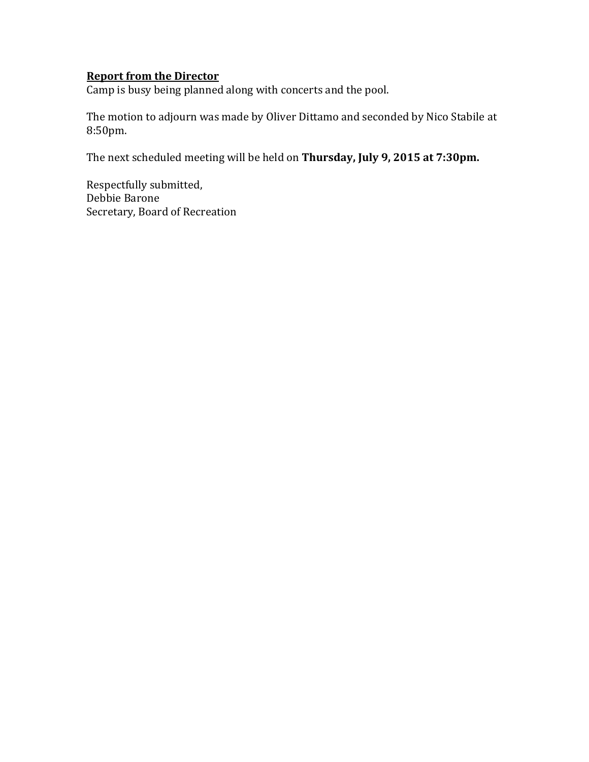**Report from the Director**

Camp is busy being planned along with concerts and the pool.

The motion to adjourn was made by Oliver Dittamo and seconded by Nico Stabile at 8:50pm.

The next scheduled meeting will be held on **Thursday, July 9, 2015 at 7:30pm.**

Respectfully submitted,
Debbie Barone
Secretary, Board of Recreation